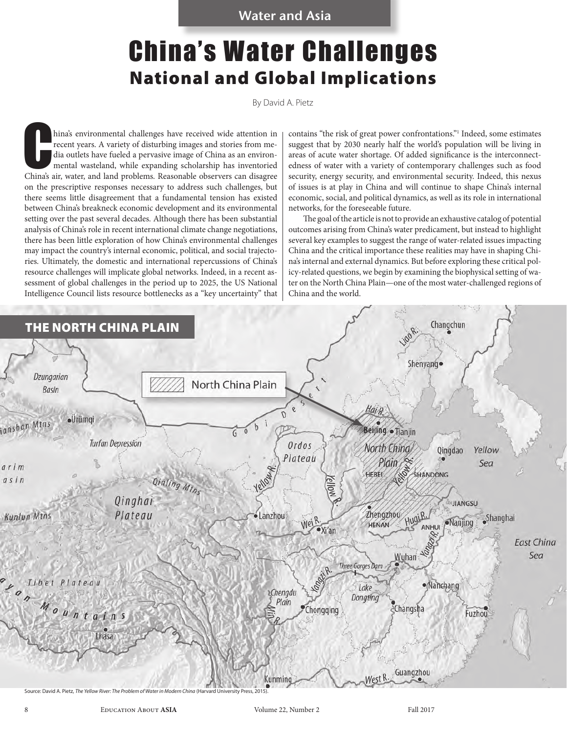Water and Asia

# China's Water Challenges

## National and Global Implications

By David A. Pietz

China's environmental challenges have received wide attention in recent years. A variety of disturbing images and stories from media outlets have fueled a pervasive image of China as an environmental wasteland, while expanding scholarship has inventoried China's air, water, and land problems. Reasonable observers can disagree on the prescriptive responses necessary to address such challenges, but there seems little disagreement that a fundamental tension has existed between China's breakneck economic development and its environmental setting over the past several decades. Although there has been substantial analysis of China's role in recent international climate change negotiations, there has been little exploration of how China's environmental challenges may impact the country's internal economic, political, and social trajectories. Ultimately, the domestic and international repercussions of China's resource challenges will implicate global networks. Indeed, in a recent assessment of global challenges in the period up to 2025, the US National Intelligence Council lists resource bottlenecks as a "key uncertainty" that contains "the risk of great power confrontations."[1] Indeed, some estimates suggest that by 2030 nearly half the world's population will be living in areas of acute water shortage. Of added significance is the interconnectedness of water with a variety of contemporary challenges such as food security, energy security, and environmental security. Indeed, this nexus of issues is at play in China and will continue to shape China's internal economic, social, and political dynamics, as well as its role in international networks, for the foreseeable future.

The goal of the article is not to provide an exhaustive catalog of potential outcomes arising from China's water predicament, but instead to highlight several key examples to suggest the range of water-related issues impacting China and the critical importance these realities may have in shaping China's internal and external dynamics. But before exploring these critical policy-related questions, we begin by examining the biophysical setting of water on the North China Plain—one of the most water-challenged regions of China and the world.

### THE NORTH CHINA PLAIN

Source: David A. Pietz, *The Yellow River: The Problem of Water in Modern China* (Harvard University Press, 2015).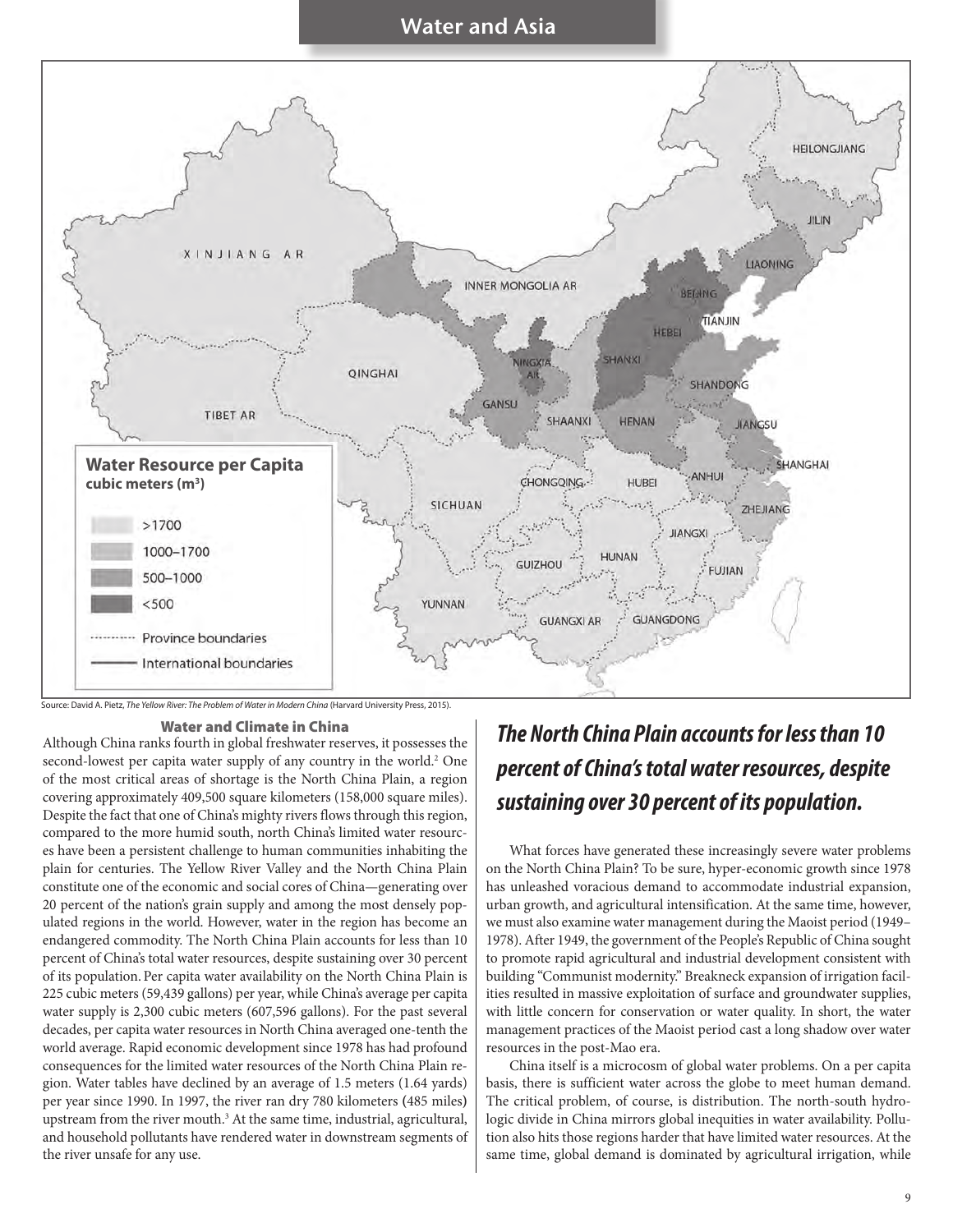Source: David A. Pietz, *The Yellow River: The Problem of Water in Modern China* (Harvard University Press, 2015).

### Water and Climate in China

Although China ranks fourth in global freshwater reserves, it possesses the second-lowest per capita water supply of any country in the world.[2] One of the most critical areas of shortage is the North China Plain, a region covering approximately 409,500 square kilometers (158,000 square miles). Despite the fact that one of China's mighty rivers flows through this region, compared to the more humid south, north China's limited water resources have been a persistent challenge to human communities inhabiting the plain for centuries. The Yellow River Valley and the North China Plain constitute one of the economic and social cores of China—generating over 20 percent of the nation's grain supply and among the most densely populated regions in the world. However, water in the region has become an endangered commodity. The North China Plain accounts for less than 10 percent of China's total water resources, despite sustaining over 30 percent of its population. Per capita water availability on the North China Plain is 225 cubic meters (59,439 gallons) per year, while China's average per capita water supply is 2,300 cubic meters (607,596 gallons). For the past several decades, per capita water resources in North China averaged one-tenth the world average. Rapid economic development since 1978 has had profound consequences for the limited water resources of the North China Plain region. Water tables have declined by an average of 1.5 meters (1.64 yards) per year since 1990. In 1997, the river ran dry 780 kilometers (485 miles) upstream from the river mouth.[3] At the same time, industrial, agricultural, and household pollutants have rendered water in downstream segments of the river unsafe for any use.

***The North China Plain accounts for less than 10 percent of China's total water resources, despite sustaining over 30 percent of its population.***

What forces have generated these increasingly severe water problems on the North China Plain? To be sure, hyper-economic growth since 1978 has unleashed voracious demand to accommodate industrial expansion, urban growth, and agricultural intensification. At the same time, however, we must also examine water management during the Maoist period (1949–1978). After 1949, the government of the People's Republic of China sought to promote rapid agricultural and industrial development consistent with building "Communist modernity." Breakneck expansion of irrigation facilities resulted in massive exploitation of surface and groundwater supplies, with little concern for conservation or water quality. In short, the water management practices of the Maoist period cast a long shadow over water resources in the post-Mao era.

China itself is a microcosm of global water problems. On a per capita basis, there is sufficient water across the globe to meet human demand. The critical problem, of course, is distribution. The north-south hydrologic divide in China mirrors global inequities in water availability. Pollution also hits those regions harder that have limited water resources. At the same time, global demand is dominated by agricultural irrigation, while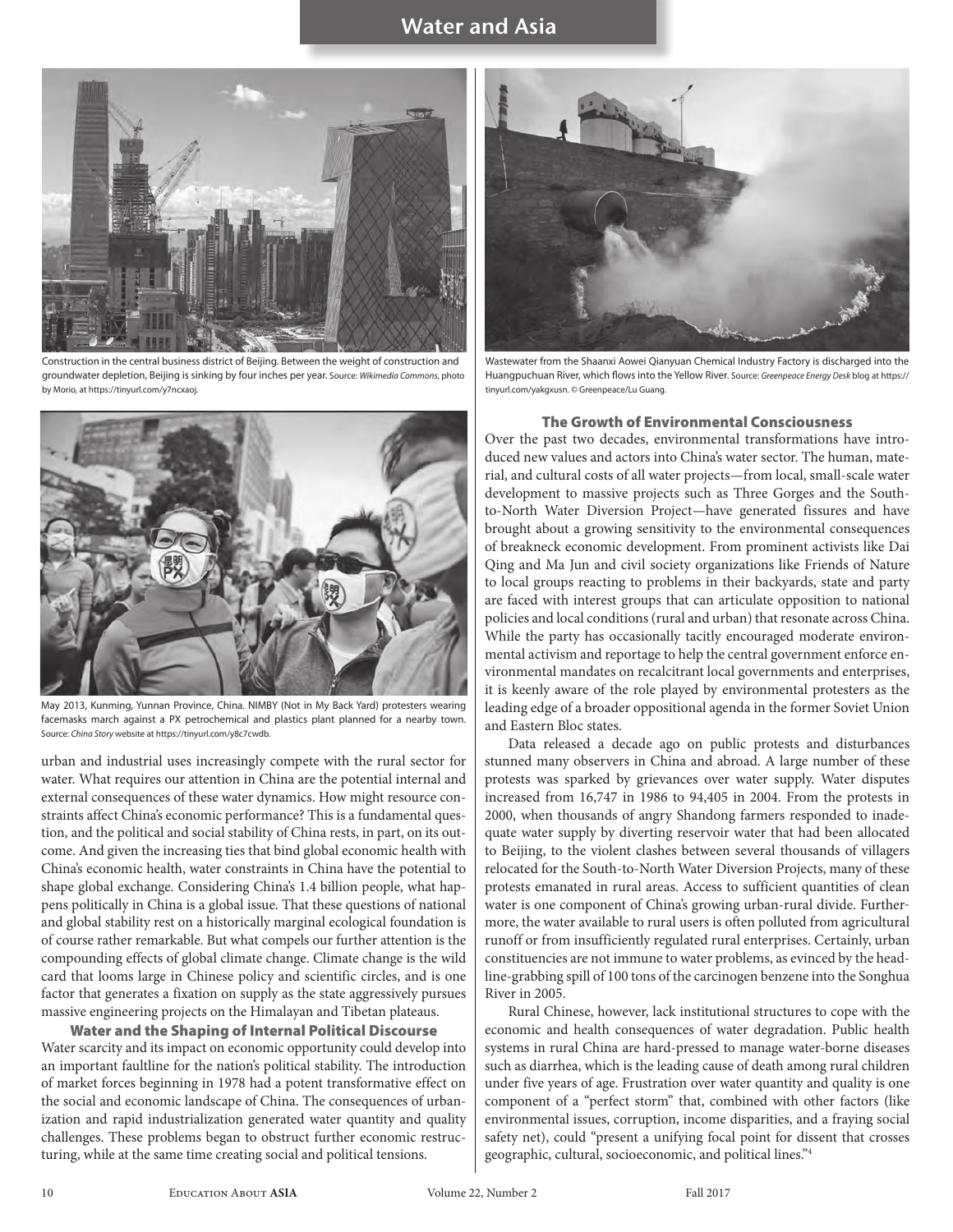Construction in the central business district of Beijing. Between the weight of construction and groundwater depletion, Beijing is sinking by four inches per year. Source: *Wikimedia Commons*, photo by Morio, at https://tinyurl.com/y7ncxaoj.

May 2013, Kunming, Yunnan Province, China. NIMBY (Not in My Back Yard) protesters wearing facemasks march against a PX petrochemical and plastics plant planned for a nearby town. Source: *China Story* website at https://tinyurl.com/y8c7cwdb.

urban and industrial uses increasingly compete with the rural sector for water. What requires our attention in China are the potential internal and external consequences of these water dynamics. How might resource constraints affect China's economic performance? This is a fundamental question, and the political and social stability of China rests, in part, on its outcome. And given the increasing ties that bind global economic health with China's economic health, water constraints in China have the potential to shape global exchange. Considering China's 1.4 billion people, what happens politically in China is a global issue. That these questions of national and global stability rest on a historically marginal ecological foundation is of course rather remarkable. But what compels our further attention is the compounding effects of global climate change. Climate change is the wild card that looms large in Chinese policy and scientific circles, and is one factor that generates a fixation on supply as the state aggressively pursues massive engineering projects on the Himalayan and Tibetan plateaus.

### Water and the Shaping of Internal Political Discourse

Water scarcity and its impact on economic opportunity could develop into an important faultline for the nation's political stability. The introduction of market forces beginning in 1978 had a potent transformative effect on the social and economic landscape of China. The consequences of urbanization and rapid industrialization generated water quantity and quality challenges. These problems began to obstruct further economic restructuring, while at the same time creating social and political tensions.

Wastewater from the Shaanxi Aowei Qianyuan Chemical Industry Factory is discharged into the Huangpuchuan River, which flows into the Yellow River. Source: *Greenpeace Energy Desk* blog at https://tinyurl.com/yakgxusn. © Greenpeace/Lu Guang.

### The Growth of Environmental Consciousness

Over the past two decades, environmental transformations have introduced new values and actors into China's water sector. The human, material, and cultural costs of all water projects—from local, small-scale water development to massive projects such as Three Gorges and the South-to-North Water Diversion Project—have generated fissures and have brought about a growing sensitivity to the environmental consequences of breakneck economic development. From prominent activists like Dai Qing and Ma Jun and civil society organizations like Friends of Nature to local groups reacting to problems in their backyards, state and party are faced with interest groups that can articulate opposition to national policies and local conditions (rural and urban) that resonate across China. While the party has occasionally tacitly encouraged moderate environmental activism and reportage to help the central government enforce environmental mandates on recalcitrant local governments and enterprises, it is keenly aware of the role played by environmental protesters as the leading edge of a broader oppositional agenda in the former Soviet Union and Eastern Bloc states.

Data released a decade ago on public protests and disturbances stunned many observers in China and abroad. A large number of these protests was sparked by grievances over water supply. Water disputes increased from 16,747 in 1986 to 94,405 in 2004. From the protests in 2000, when thousands of angry Shandong farmers responded to inadequate water supply by diverting reservoir water that had been allocated to Beijing, to the violent clashes between several thousands of villagers relocated for the South-to-North Water Diversion Projects, many of these protests emanated in rural areas. Access to sufficient quantities of clean water is one component of China's growing urban-rural divide. Furthermore, the water available to rural users is often polluted from agricultural runoff or from insufficiently regulated rural enterprises. Certainly, urban constituencies are not immune to water problems, as evinced by the headline-grabbing spill of 100 tons of the carcinogen benzene into the Songhua River in 2005.

Rural Chinese, however, lack institutional structures to cope with the economic and health consequences of water degradation. Public health systems in rural China are hard-pressed to manage water-borne diseases such as diarrhea, which is the leading cause of death among rural children under five years of age. Frustration over water quantity and quality is one component of a "perfect storm" that, combined with other factors (like environmental issues, corruption, income disparities, and a fraying social safety net), could "present a unifying focal point for dissent that crosses geographic, cultural, socioeconomic, and political lines."[4]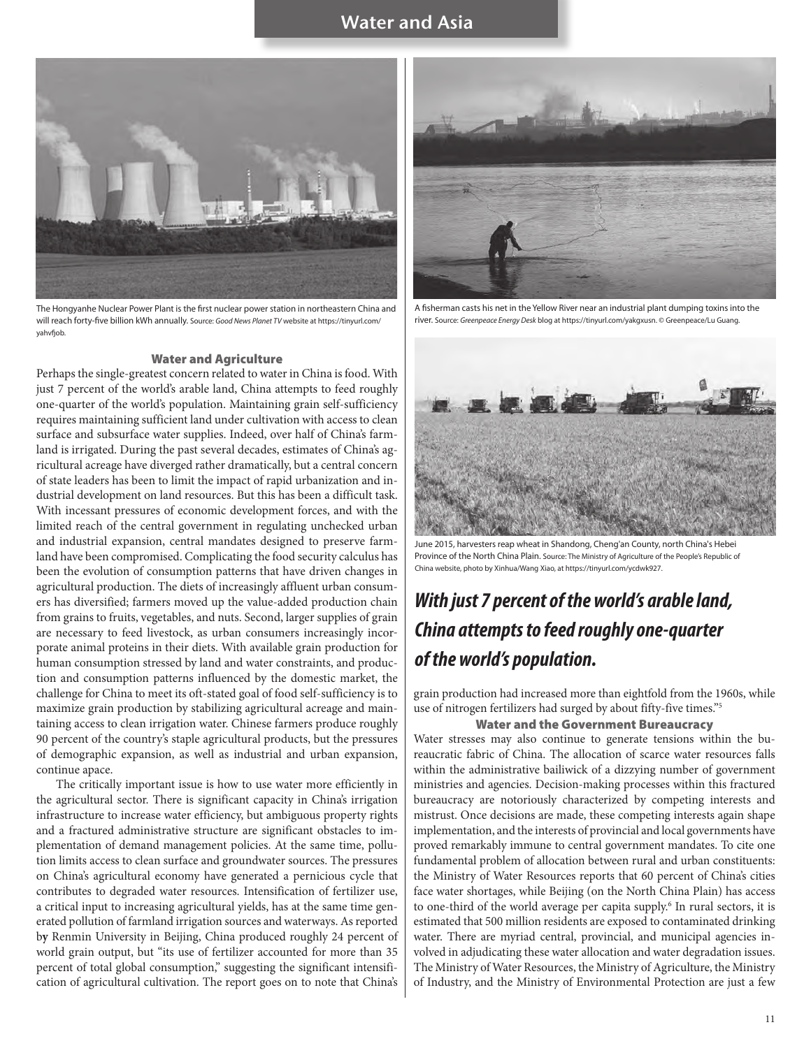The Hongyanhe Nuclear Power Plant is the first nuclear power station in northeastern China and will reach forty-five billion kWh annually. Source: *Good News Planet TV* website at https://tinyurl.com/yahvfjob.

A fisherman casts his net in the Yellow River near an industrial plant dumping toxins into the river. Source: *Greenpeace Energy Desk* blog at https://tinyurl.com/yakgxusn. © Greenpeace/Lu Guang.

June 2015, harvesters reap wheat in Shandong, Cheng'an County, north China's Hebei Province of the North China Plain. Source: The Ministry of Agriculture of the People's Republic of China website, photo by Xinhua/Wang Xiao, at https://tinyurl.com/ycdwk927.

### Water and Agriculture

Perhaps the single-greatest concern related to water in China is food. With just 7 percent of the world's arable land, China attempts to feed roughly one-quarter of the world's population. Maintaining grain self-sufficiency requires maintaining sufficient land under cultivation with access to clean surface and subsurface water supplies. Indeed, over half of China's farmland is irrigated. During the past several decades, estimates of China's agricultural acreage have diverged rather dramatically, but a central concern of state leaders has been to limit the impact of rapid urbanization and industrial development on land resources. But this has been a difficult task. With incessant pressures of economic development forces, and with the limited reach of the central government in regulating unchecked urban and industrial expansion, central mandates designed to preserve farmland have been compromised. Complicating the food security calculus has been the evolution of consumption patterns that have driven changes in agricultural production. The diets of increasingly affluent urban consumers has diversified; farmers moved up the value-added production chain from grains to fruits, vegetables, and nuts. Second, larger supplies of grain are necessary to feed livestock, as urban consumers increasingly incorporate animal proteins in their diets. With available grain production for human consumption stressed by land and water constraints, and production and consumption patterns influenced by the domestic market, the challenge for China to meet its oft-stated goal of food self-sufficiency is to maximize grain production by stabilizing agricultural acreage and maintaining access to clean irrigation water. Chinese farmers produce roughly 90 percent of the country's staple agricultural products, but the pressures of demographic expansion, as well as industrial and urban expansion, continue apace.

The critically important issue is how to use water more efficiently in the agricultural sector. There is significant capacity in China's irrigation infrastructure to increase water efficiency, but ambiguous property rights and a fractured administrative structure are significant obstacles to implementation of demand management policies. At the same time, pollution limits access to clean surface and groundwater sources. The pressures on China's agricultural economy have generated a pernicious cycle that contributes to degraded water resources. Intensification of fertilizer use, a critical input to increasing agricultural yields, has at the same time generated pollution of farmland irrigation sources and waterways. As reported by Renmin University in Beijing, China produced roughly 24 percent of world grain output, but "its use of fertilizer accounted for more than 35 percent of total global consumption," suggesting the significant intensification of agricultural cultivation. The report goes on to note that China's grain production had increased more than eightfold from the 1960s, while use of nitrogen fertilizers had surged by about fifty-five times."[5]

***With just 7 percent of the world's arable land, China attempts to feed roughly one-quarter of the world's population.***

### Water and the Government Bureaucracy

Water stresses may also continue to generate tensions within the bureaucratic fabric of China. The allocation of scarce water resources falls within the administrative bailiwick of a dizzying number of government ministries and agencies. Decision-making processes within this fractured bureaucracy are notoriously characterized by competing interests and mistrust. Once decisions are made, these competing interests again shape implementation, and the interests of provincial and local governments have proved remarkably immune to central government mandates. To cite one fundamental problem of allocation between rural and urban constituents: the Ministry of Water Resources reports that 60 percent of China's cities face water shortages, while Beijing (on the North China Plain) has access to one-third of the world average per capita supply.[6] In rural sectors, it is estimated that 500 million residents are exposed to contaminated drinking water. There are myriad central, provincial, and municipal agencies involved in adjudicating these water allocation and water degradation issues. The Ministry of Water Resources, the Ministry of Agriculture, the Ministry of Industry, and the Ministry of Environmental Protection are just a few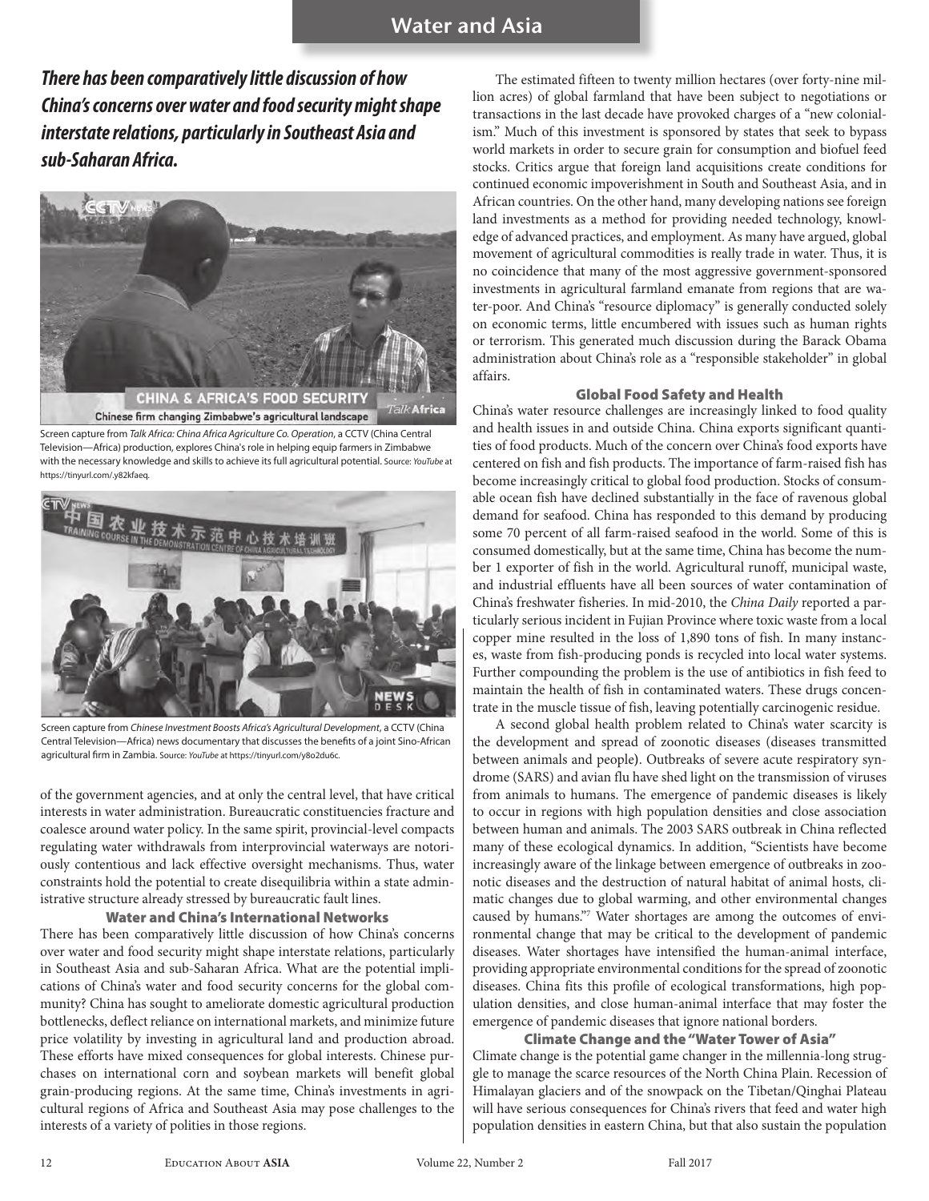*There has been comparatively little discussion of how China's concerns over water and food security might shape interstate relations, particularly in Southeast Asia and sub-Saharan Africa.*

Screen capture from *Talk Africa: China Africa Agriculture Co. Operation*, a CCTV (China Central Television—Africa) production, explores China's role in helping equip farmers in Zimbabwe with the necessary knowledge and skills to achieve its full agricultural potential. Source: *YouTube* at https://tinyurl.com/.y82kfaeq.

Screen capture from *Chinese Investment Boosts Africa's Agricultural Development*, a CCTV (China Central Television—Africa) news documentary that discusses the benefits of a joint Sino-African agricultural firm in Zambia. Source: *YouTube* at https://tinyurl.com/y8o2du6c.

of the government agencies, and at only the central level, that have critical interests in water administration. Bureaucratic constituencies fracture and coalesce around water policy. In the same spirit, provincial-level compacts regulating water withdrawals from interprovincial waterways are notoriously contentious and lack effective oversight mechanisms. Thus, water constraints hold the potential to create disequilibria within a state administrative structure already stressed by bureaucratic fault lines.

### Water and China's International Networks

There has been comparatively little discussion of how China's concerns over water and food security might shape interstate relations, particularly in Southeast Asia and sub-Saharan Africa. What are the potential implications of China's water and food security concerns for the global community? China has sought to ameliorate domestic agricultural production bottlenecks, deflect reliance on international markets, and minimize future price volatility by investing in agricultural land and production abroad. These efforts have mixed consequences for global interests. Chinese purchases on international corn and soybean markets will benefit global grain-producing regions. At the same time, China's investments in agricultural regions of Africa and Southeast Asia may pose challenges to the interests of a variety of polities in those regions.

The estimated fifteen to twenty million hectares (over forty-nine million acres) of global farmland that have been subject to negotiations or transactions in the last decade have provoked charges of a "new colonialism." Much of this investment is sponsored by states that seek to bypass world markets in order to secure grain for consumption and biofuel feed stocks. Critics argue that foreign land acquisitions create conditions for continued economic impoverishment in South and Southeast Asia, and in African countries. On the other hand, many developing nations see foreign land investments as a method for providing needed technology, knowledge of advanced practices, and employment. As many have argued, global movement of agricultural commodities is really trade in water. Thus, it is no coincidence that many of the most aggressive government-sponsored investments in agricultural farmland emanate from regions that are water-poor. And China's "resource diplomacy" is generally conducted solely on economic terms, little encumbered with issues such as human rights or terrorism. This generated much discussion during the Barack Obama administration about China's role as a "responsible stakeholder" in global affairs.

### Global Food Safety and Health

China's water resource challenges are increasingly linked to food quality and health issues in and outside China. China exports significant quantities of food products. Much of the concern over China's food exports have centered on fish and fish products. The importance of farm-raised fish has become increasingly critical to global food production. Stocks of consumable ocean fish have declined substantially in the face of ravenous global demand for seafood. China has responded to this demand by producing some 70 percent of all farm-raised seafood in the world. Some of this is consumed domestically, but at the same time, China has become the number 1 exporter of fish in the world. Agricultural runoff, municipal waste, and industrial effluents have all been sources of water contamination of China's freshwater fisheries. In mid-2010, the *China Daily* reported a particularly serious incident in Fujian Province where toxic waste from a local copper mine resulted in the loss of 1,890 tons of fish. In many instances, waste from fish-producing ponds is recycled into local water systems. Further compounding the problem is the use of antibiotics in fish feed to maintain the health of fish in contaminated waters. These drugs concentrate in the muscle tissue of fish, leaving potentially carcinogenic residue.

A second global health problem related to China's water scarcity is the development and spread of zoonotic diseases (diseases transmitted between animals and people). Outbreaks of severe acute respiratory syndrome (SARS) and avian flu have shed light on the transmission of viruses from animals to humans. The emergence of pandemic diseases is likely to occur in regions with high population densities and close association between human and animals. The 2003 SARS outbreak in China reflected many of these ecological dynamics. In addition, "Scientists have become increasingly aware of the linkage between emergence of outbreaks in zoonotic diseases and the destruction of natural habitat of animal hosts, climatic changes due to global warming, and other environmental changes caused by humans."[7] Water shortages are among the outcomes of environmental change that may be critical to the development of pandemic diseases. Water shortages have intensified the human-animal interface, providing appropriate environmental conditions for the spread of zoonotic diseases. China fits this profile of ecological transformations, high population densities, and close human-animal interface that may foster the emergence of pandemic diseases that ignore national borders.

### Climate Change and the "Water Tower of Asia"

Climate change is the potential game changer in the millennia-long struggle to manage the scarce resources of the North China Plain. Recession of Himalayan glaciers and of the snowpack on the Tibetan/Qinghai Plateau will have serious consequences for China's rivers that feed and water high population densities in eastern China, but that also sustain the population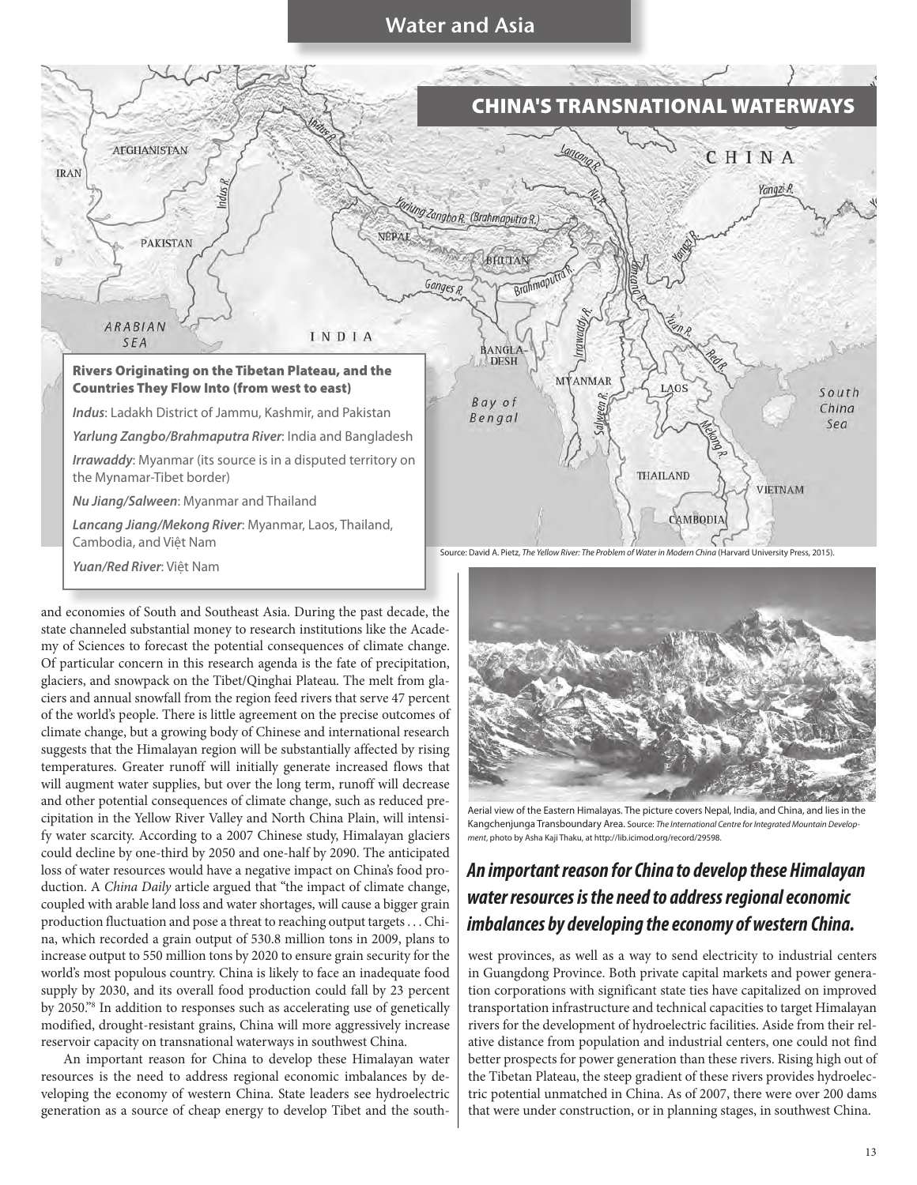## CHINA'S TRANSNATIONAL WATERWAYS

**Rivers Originating on the Tibetan Plateau, and the Countries They Flow Into (from west to east)**

***Indus***: Ladakh District of Jammu, Kashmir, and Pakistan

***Yarlung Zangbo/Brahmaputra River***: India and Bangladesh

***Irrawaddy***: Myanmar (its source is in a disputed territory on the Mynamar-Tibet border)

***Nu Jiang/Salween***: Myanmar and Thailand

***Lancang Jiang/Mekong River***: Myanmar, Laos, Thailand, Cambodia, and Việt Nam

***Yuan/Red River***: Việt Nam

Source: David A. Pietz, *The Yellow River: The Problem of Water in Modern China* (Harvard University Press, 2015).

and economies of South and Southeast Asia. During the past decade, the state channeled substantial money to research institutions like the Academy of Sciences to forecast the potential consequences of climate change. Of particular concern in this research agenda is the fate of precipitation, glaciers, and snowpack on the Tibet/Qinghai Plateau. The melt from glaciers and annual snowfall from the region feed rivers that serve 47 percent of the world's people. There is little agreement on the precise outcomes of climate change, but a growing body of Chinese and international research suggests that the Himalayan region will be substantially affected by rising temperatures. Greater runoff will initially generate increased flows that will augment water supplies, but over the long term, runoff will decrease and other potential consequences of climate change, such as reduced precipitation in the Yellow River Valley and North China Plain, will intensify water scarcity. According to a 2007 Chinese study, Himalayan glaciers could decline by one-third by 2050 and one-half by 2090. The anticipated loss of water resources would have a negative impact on China's food production. A *China Daily* article argued that "the impact of climate change, coupled with arable land loss and water shortages, will cause a bigger grain production fluctuation and pose a threat to reaching output targets . . . China, which recorded a grain output of 530.8 million tons in 2009, plans to increase output to 550 million tons by 2020 to ensure grain security for the world's most populous country. China is likely to face an inadequate food supply by 2030, and its overall food production could fall by 23 percent by 2050."[8] In addition to responses such as accelerating use of genetically modified, drought-resistant grains, China will more aggressively increase reservoir capacity on transnational waterways in southwest China.

An important reason for China to develop these Himalayan water resources is the need to address regional economic imbalances by developing the economy of western China. State leaders see hydroelectric generation as a source of cheap energy to develop Tibet and the southwest provinces, as well as a way to send electricity to industrial centers in Guangdong Province. Both private capital markets and power generation corporations with significant state ties have capitalized on improved transportation infrastructure and technical capacities to target Himalayan rivers for the development of hydroelectric facilities. Aside from their relative distance from population and industrial centers, one could not find better prospects for power generation than these rivers. Rising high out of the Tibetan Plateau, the steep gradient of these rivers provides hydroelectric potential unmatched in China. As of 2007, there were over 200 dams that were under construction, or in planning stages, in southwest China.

Aerial view of the Eastern Himalayas. The picture covers Nepal, India, and China, and lies in the Kangchenjunga Transboundary Area. Source: *The International Centre for Integrated Mountain Development*, photo by Asha Kaji Thaku, at http://lib.icimod.org/record/29598.

***An important reason for China to develop these Himalayan water resources is the need to address regional economic imbalances by developing the economy of western China.***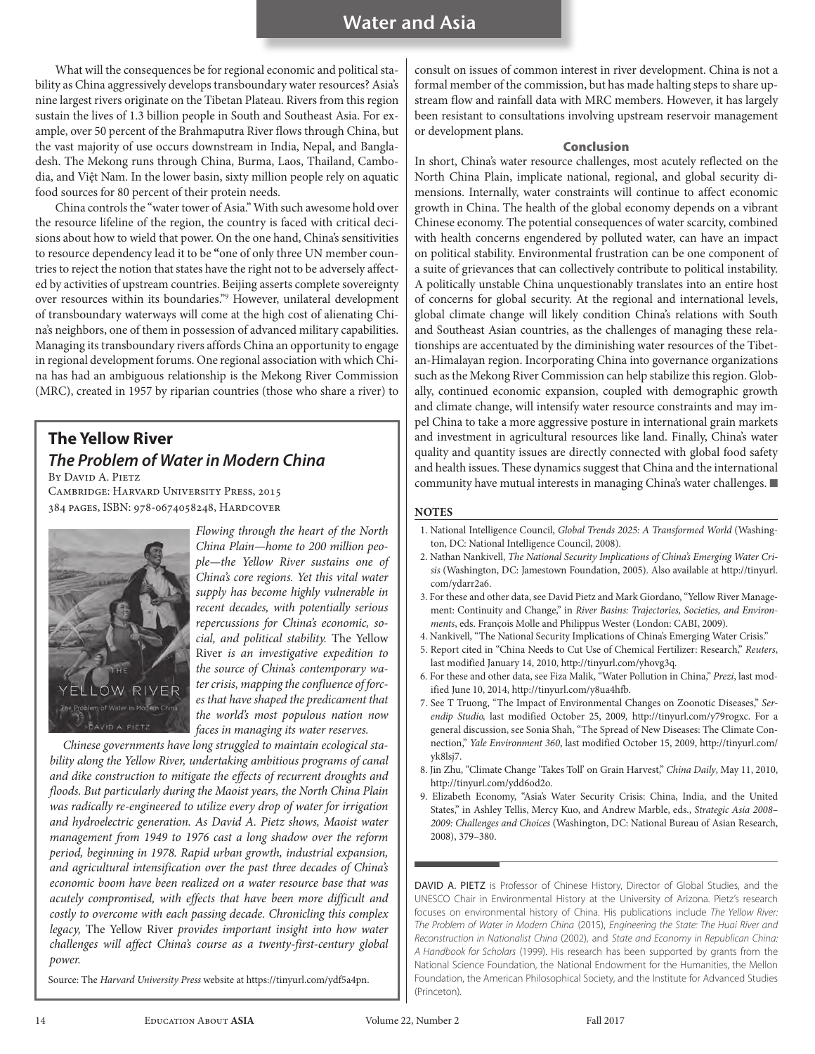What will the consequences be for regional economic and political stability as China aggressively develops transboundary water resources? Asia's nine largest rivers originate on the Tibetan Plateau. Rivers from this region sustain the lives of 1.3 billion people in South and Southeast Asia. For example, over 50 percent of the Brahmaputra River flows through China, but the vast majority of use occurs downstream in India, Nepal, and Bangladesh. The Mekong runs through China, Burma, Laos, Thailand, Cambodia, and Việt Nam. In the lower basin, sixty million people rely on aquatic food sources for 80 percent of their protein needs.

China controls the "water tower of Asia." With such awesome hold over the resource lifeline of the region, the country is faced with critical decisions about how to wield that power. On the one hand, China's sensitivities to resource dependency lead it to be "one of only three UN member countries to reject the notion that states have the right not to be adversely affected by activities of upstream countries. Beijing asserts complete sovereignty over resources within its boundaries."[9] However, unilateral development of transboundary waterways will come at the high cost of alienating China's neighbors, one of them in possession of advanced military capabilities. Managing its transboundary rivers affords China an opportunity to engage in regional development forums. One regional association with which China has had an ambiguous relationship is the Mekong River Commission (MRC), created in 1957 by riparian countries (those who share a river) to consult on issues of common interest in river development. China is not a formal member of the commission, but has made halting steps to share upstream flow and rainfall data with MRC members. However, it has largely been resistant to consultations involving upstream reservoir management or development plans.

## Conclusion

In short, China's water resource challenges, most acutely reflected on the North China Plain, implicate national, regional, and global security dimensions. Internally, water constraints will continue to affect economic growth in China. The health of the global economy depends on a vibrant Chinese economy. The potential consequences of water scarcity, combined with health concerns engendered by polluted water, can have an impact on political stability. Environmental frustration can be one component of a suite of grievances that can collectively contribute to political instability. A politically unstable China unquestionably translates into an entire host of concerns for global security. At the regional and international levels, global climate change will likely condition China's relations with South and Southeast Asian countries, as the challenges of managing these relationships are accentuated by the diminishing water resources of the Tibetan-Himalayan region. Incorporating China into governance organizations such as the Mekong River Commission can help stabilize this region. Globally, continued economic expansion, coupled with demographic growth and climate change, will intensify water resource constraints and may impel China to take a more aggressive posture in international grain markets and investment in agricultural resources like land. Finally, China's water quality and quantity issues are directly connected with global food safety and health issues. These dynamics suggest that China and the international community have mutual interests in managing China's water challenges. ■

---

### The Yellow River
### *The Problem of Water in Modern China*

By David A. Pietz
Cambridge: Harvard University Press, 2015
384 pages, ISBN: 978-0674058248, Hardcover

*Flowing through the heart of the North China Plain—home to 200 million people—the Yellow River sustains one of China's core regions. Yet this vital water supply has become highly vulnerable in recent decades, with potentially serious repercussions for China's economic, social, and political stability.* The Yellow River *is an investigative expedition to the source of China's contemporary water crisis, mapping the confluence of forces that have shaped the predicament that the world's most populous nation now faces in managing its water reserves.*

*Chinese governments have long struggled to maintain ecological stability along the Yellow River, undertaking ambitious programs of canal and dike construction to mitigate the effects of recurrent droughts and floods. But particularly during the Maoist years, the North China Plain was radically re-engineered to utilize every drop of water for irrigation and hydroelectric generation. As David A. Pietz shows, Maoist water management from 1949 to 1976 cast a long shadow over the reform period, beginning in 1978. Rapid urban growth, industrial expansion, and agricultural intensification over the past three decades of China's economic boom have been realized on a water resource base that was acutely compromised, with effects that have been more difficult and costly to overcome with each passing decade. Chronicling this complex legacy,* The Yellow River *provides important insight into how water challenges will affect China's course as a twenty-first-century global power.*

Source: The *Harvard University Press* website at https://tinyurl.com/ydf5a4pn.

---

## NOTES

1. National Intelligence Council, *Global Trends 2025: A Transformed World* (Washington, DC: National Intelligence Council, 2008).
2. Nathan Nankivell, *The National Security Implications of China's Emerging Water Crisis* (Washington, DC: Jamestown Foundation, 2005). Also available at http://tinyurl.com/ydarr2a6.
3. For these and other data, see David Pietz and Mark Giordano, "Yellow River Management: Continuity and Change," in *River Basins: Trajectories, Societies, and Environments*, eds. François Molle and Philippus Wester (London: CABI, 2009).
4. Nankivell, "The National Security Implications of China's Emerging Water Crisis."
5. Report cited in "China Needs to Cut Use of Chemical Fertilizer: Research," *Reuters*, last modified January 14, 2010, http://tinyurl.com/yhovg3q.
6. For these and other data, see Fiza Malik, "Water Pollution in China," *Prezi*, last modified June 10, 2014, http://tinyurl.com/y8ua4hfb.
7. See T Truong, "The Impact of Environmental Changes on Zoonotic Diseases," *Serendip Studio,* last modified October 25, 2009, http://tinyurl.com/y79rogxc. For a general discussion, see Sonia Shah, "The Spread of New Diseases: The Climate Connection," *Yale Environment 360*, last modified October 15, 2009, http://tinyurl.com/yk8lsj7.
8. Jin Zhu, "Climate Change 'Takes Toll' on Grain Harvest," *China Daily*, May 11, 2010, http://tinyurl.com/ydd6od2o.
9. Elizabeth Economy, "Asia's Water Security Crisis: China, India, and the United States," in Ashley Tellis, Mercy Kuo, and Andrew Marble, eds., *Strategic Asia 2008–2009: Challenges and Choices* (Washington, DC: National Bureau of Asian Research, 2008), 379–380.

---

DAVID A. PIETZ is Professor of Chinese History, Director of Global Studies, and the UNESCO Chair in Environmental History at the University of Arizona. Pietz's research focuses on environmental history of China. His publications include *The Yellow River: The Problem of Water in Modern China* (2015), *Engineering the State: The Huai River and Reconstruction in Nationalist China* (2002), and *State and Economy in Republican China: A Handbook for Scholars* (1999). His research has been supported by grants from the National Science Foundation, the National Endowment for the Humanities, the Mellon Foundation, the American Philosophical Society, and the Institute for Advanced Studies (Princeton).